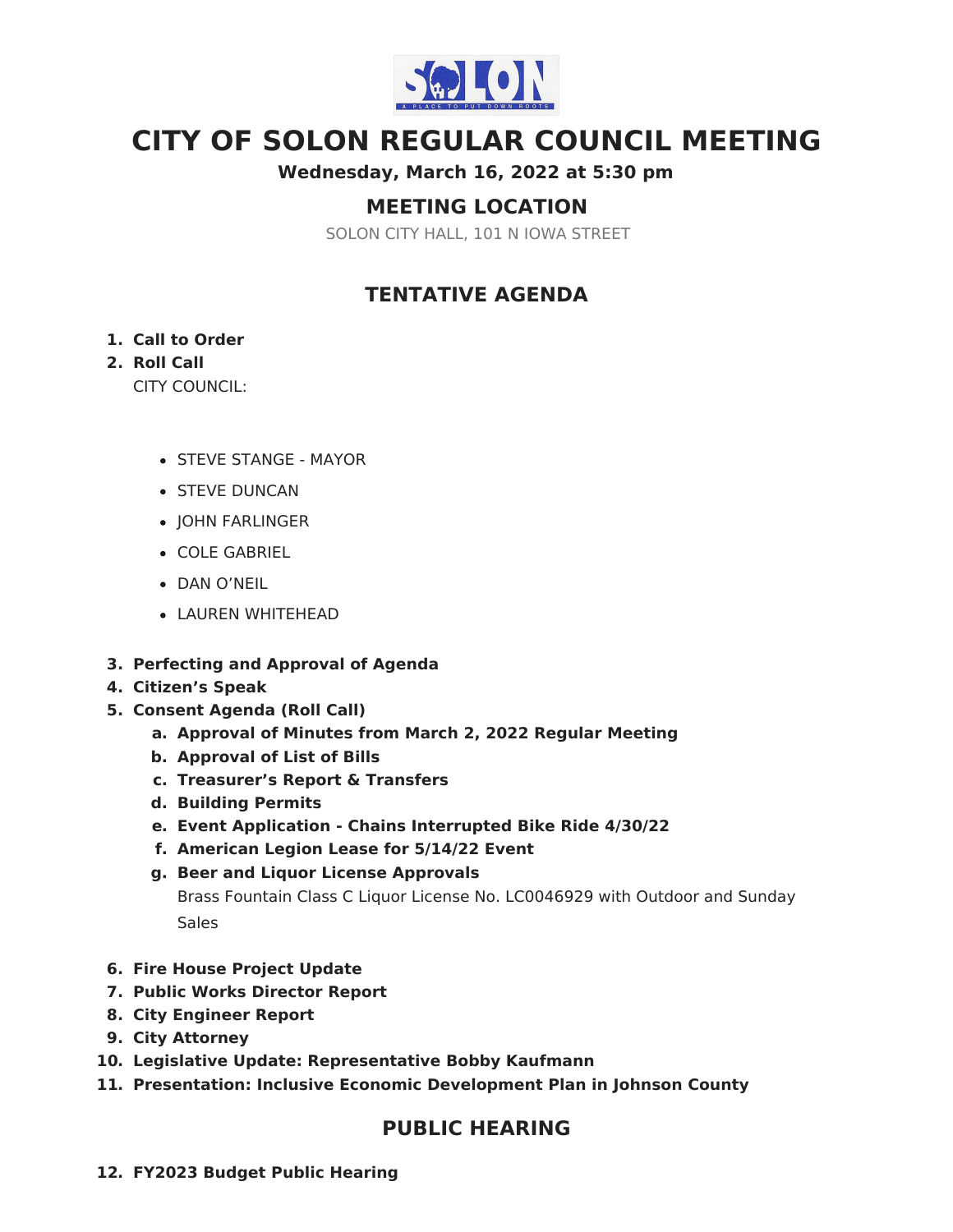# CITY OF SOLON REGULAR COUNCIL MEETING

**Wednesday, March 16, 2022 at 5:30 pm**

## MEETING LOCATION

SOLON CITY HALL, 101 N IOWA STREET

## TENTATIVE AGENDA

1. **Call to Order**
2. **Roll Call**
   CITY COUNCIL:
   - STEVE STANGE - MAYOR
   - STEVE DUNCAN
   - JOHN FARLINGER
   - COLE GABRIEL
   - DAN O'NEIL
   - LAUREN WHITEHEAD
3. **Perfecting and Approval of Agenda**
4. **Citizen's Speak**
5. **Consent Agenda (Roll Call)**
   a. **Approval of Minutes from March 2, 2022 Regular Meeting**
   b. **Approval of List of Bills**
   c. **Treasurer's Report & Transfers**
   d. **Building Permits**
   e. **Event Application - Chains Interrupted Bike Ride 4/30/22**
   f. **American Legion Lease for 5/14/22 Event**
   g. **Beer and Liquor License Approvals**
      Brass Fountain Class C Liquor License No. LC0046929 with Outdoor and Sunday Sales
6. **Fire House Project Update**
7. **Public Works Director Report**
8. **City Engineer Report**
9. **City Attorney**
10. **Legislative Update: Representative Bobby Kaufmann**
11. **Presentation: Inclusive Economic Development Plan in Johnson County**

## PUBLIC HEARING

12. **FY2023 Budget Public Hearing**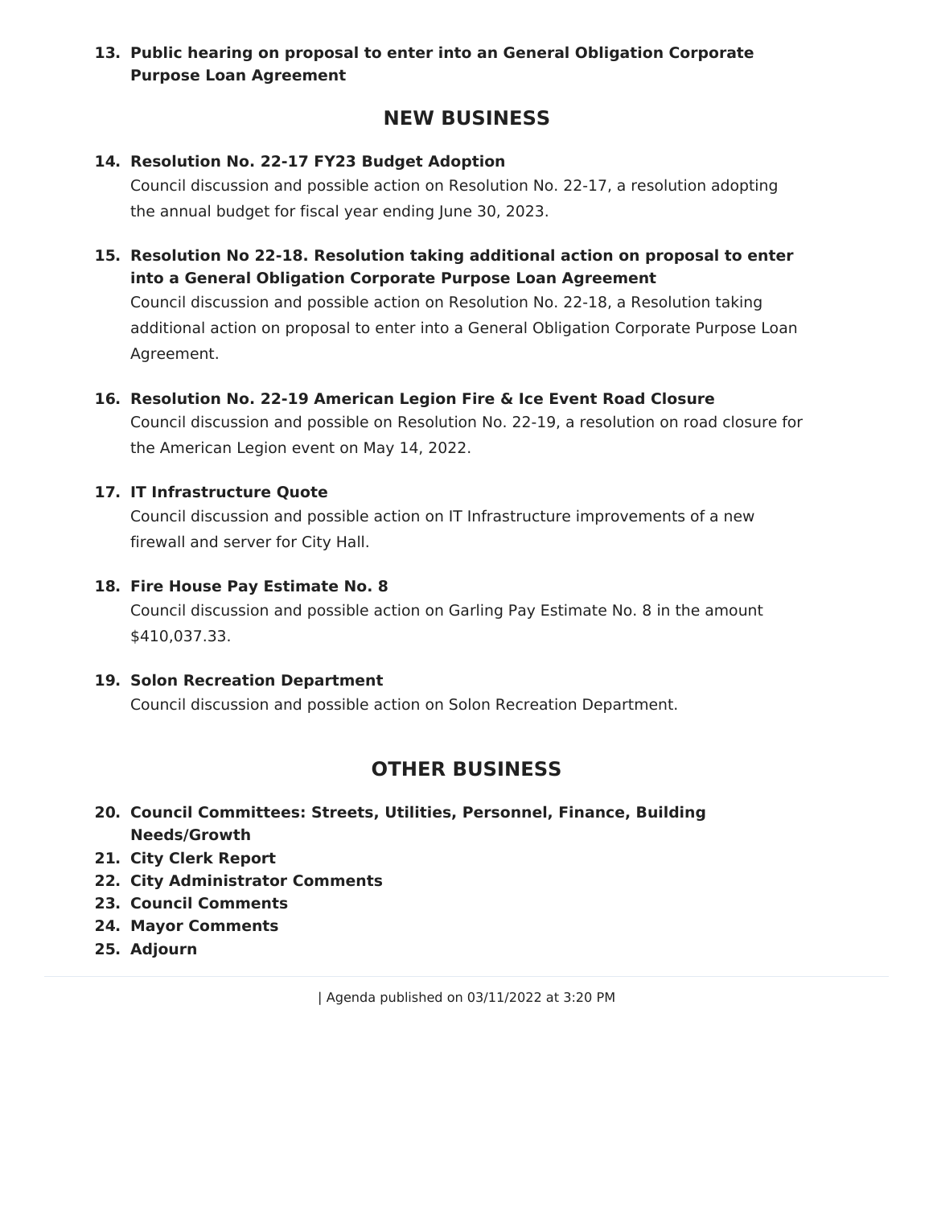13. **Public hearing on proposal to enter into an General Obligation Corporate Purpose Loan Agreement**

## NEW BUSINESS

14. **Resolution No. 22-17 FY23 Budget Adoption**
    Council discussion and possible action on Resolution No. 22-17, a resolution adopting the annual budget for fiscal year ending June 30, 2023.

15. **Resolution No 22-18. Resolution taking additional action on proposal to enter into a General Obligation Corporate Purpose Loan Agreement**
    Council discussion and possible action on Resolution No. 22-18, a Resolution taking additional action on proposal to enter into a General Obligation Corporate Purpose Loan Agreement.

16. **Resolution No. 22-19 American Legion Fire & Ice Event Road Closure**
    Council discussion and possible on Resolution No. 22-19, a resolution on road closure for the American Legion event on May 14, 2022.

17. **IT Infrastructure Quote**
    Council discussion and possible action on IT Infrastructure improvements of a new firewall and server for City Hall.

18. **Fire House Pay Estimate No. 8**
    Council discussion and possible action on Garling Pay Estimate No. 8 in the amount $410,037.33.

19. **Solon Recreation Department**
    Council discussion and possible action on Solon Recreation Department.

## OTHER BUSINESS

20. **Council Committees: Streets, Utilities, Personnel, Finance, Building Needs/Growth**
21. **City Clerk Report**
22. **City Administrator Comments**
23. **Council Comments**
24. **Mayor Comments**
25. **Adjourn**

| Agenda published on 03/11/2022 at 3:20 PM